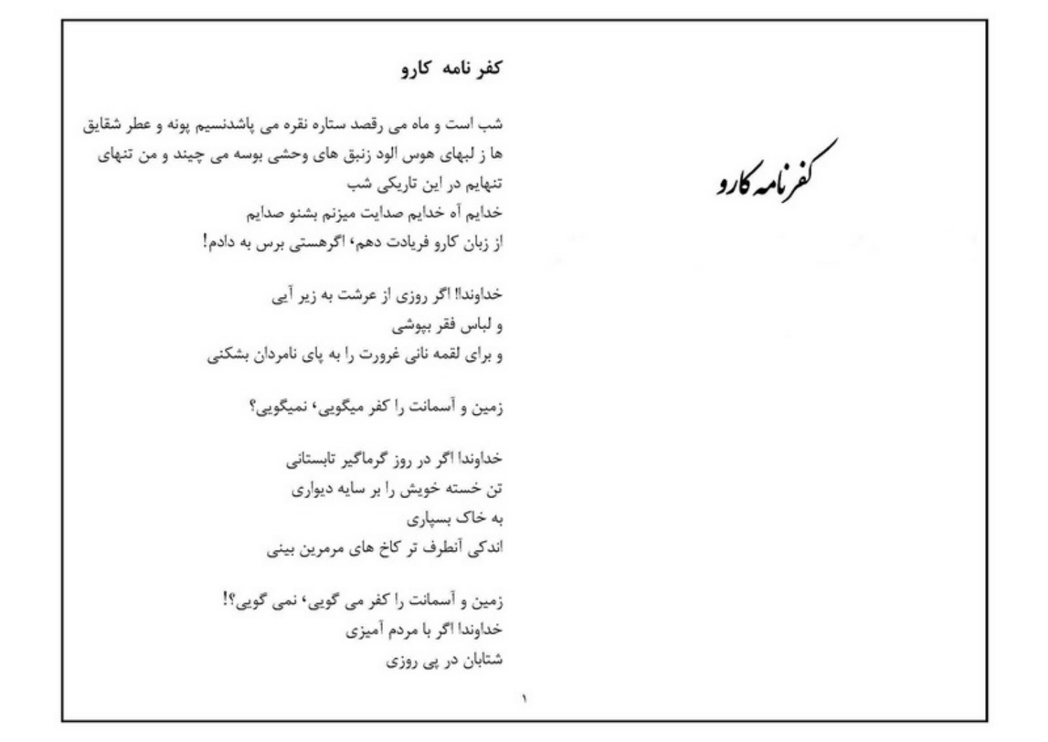# کفرنامه کارو

## کفر نامه کارو

شب است و ماه می رقصد ستاره نقره می پاشدنسیم پونه و عطر شقایق
ها ز لبهای هوس الود زنبق های وحشی بوسه می چیند و من تنهای
تنهایم در این تاریکی شب
خدایم آه خدایم صدایت میزنم بشنو صدایم
از زبان کارو فریادت دهم، اگرهستی برس به دادم!

خداوندا! اگر روزی از عرشت به زیر آیی
و لباس فقر بپوشی
و برای لقمه نانی غرورت را به پای نامردان بشکنی

زمین و آسمانت را کفر میگویی، نمیگویی؟

خداوندا اگر در روز گرماگیر تابستانی
تن خسته خویش را بر سایه دیواری
به خاک بسپاری
اندکی آنطرف تر کاخ های مرمرین بینی

زمین و آسمانت را کفر می گویی، نمی گویی؟!
خداوندا اگر با مردم آمیزی
شتابان در پی روزی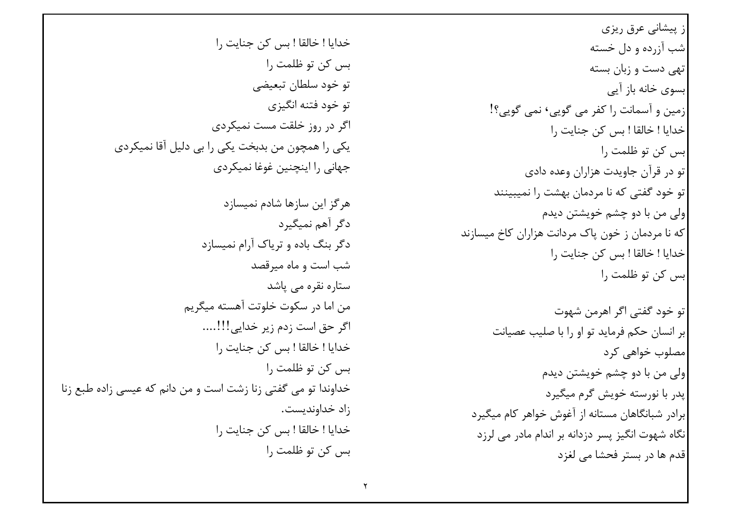ز پیشانی عرق ریزی
شب آزرده و دل خسته
تهی دست و زبان بسته
بسوی خانه باز آیی
زمین و آسمانت را کفر می گویی، نمی گویی؟!
خدایا ! خالقا ! بس کن جنایت را
بس کن تو ظلمت را
تو در قرآن جاویدت هزاران وعده دادی
تو خود گفتی که نا مردمان بهشت را نمیبینند
ولی من با دو چشم خویشتن دیدم
که نا مردمان ز خون پاک مردانت هزاران کاخ میسازند
خدایا ! خالقا ! بس کن جنایت را
بس کن تو ظلمت را

تو خود گفتی اگر اهرمن شهوت
بر انسان حکم فرماید تو او را با صلیب عصیانت
مصلوب خواهی کرد
ولی من با دو چشم خویشتن دیدم
پدر با نورسته خویش گرم میگیرد
برادر شبانگاهان مستانه از آغوش خواهر کام میگیرد
نگاه شهوت انگیز پسر دزدانه بر اندام مادر می لرزد
قدم ها در بستر فحشا می لغزد

خدایا ! خالقا ! بس کن جنایت را
بس کن تو ظلمت را
تو خود سلطان تبعیضی
تو خود فتنه انگیزی
اگر در روز خلقت مست نمیکردی
یکی را همچون من بدبخت یکی را بی دلیل آقا نمیکردی
جهانی را اینچنین غوغا نمیکردی

هرگز این سازها شادم نمیسازد
دگر آهم نمیگیرد
دگر بنگ باده و تریاک آرام نمیسازد
شب است و ماه میرقصد
ستاره نقره می پاشد
من اما در سکوت خلوتت آهسته میگریم
اگر حق است زدم زیر خدایی!!!....
خدایا ! خالقا ! بس کن جنایت را
بس کن تو ظلمت را
خداوندا تو می گفتی زنا زشت است و من دانم که عیسی زاده طبع زنا زاد خداوندیست.
خدایا ! خالقا ! بس کن جنایت را
بس کن تو ظلمت را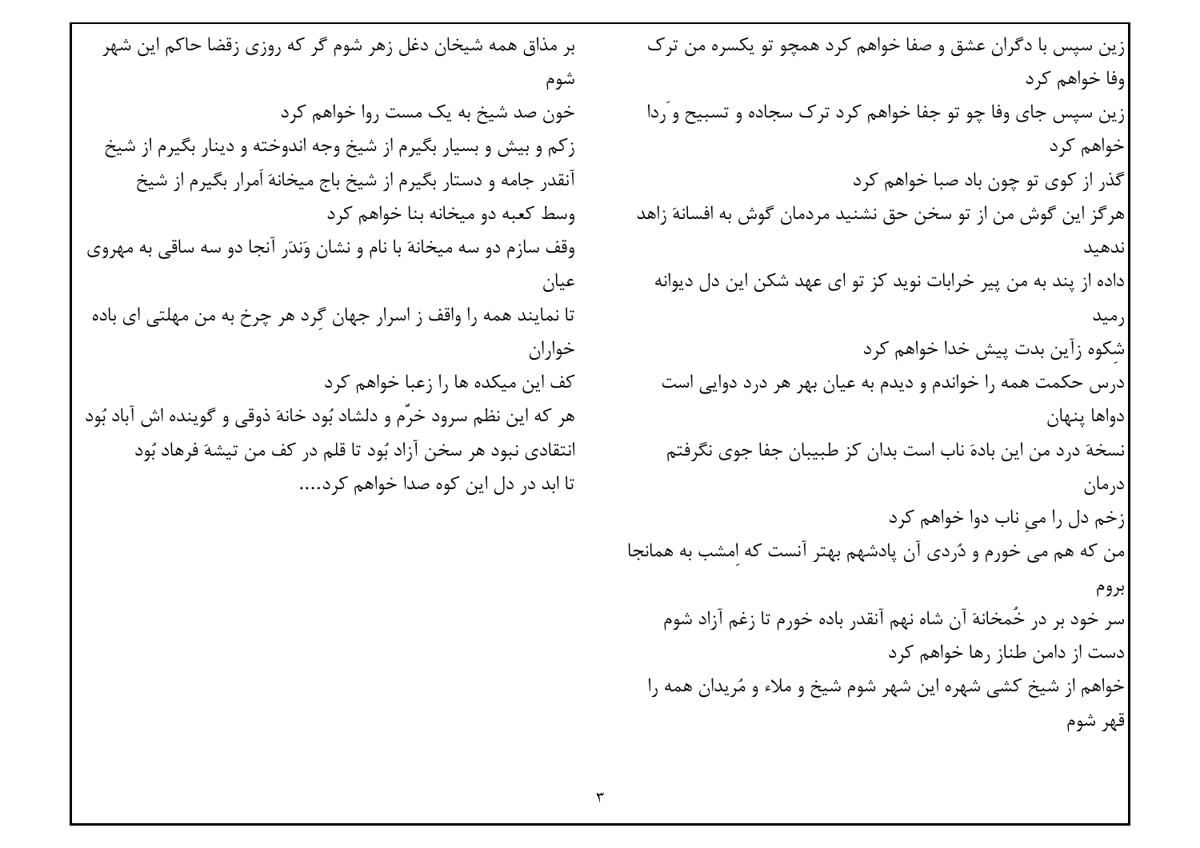زین سپس با دگران عشق و صفا خواهم کرد همچو تو یکسره من ترک وفا خواهم کرد

زین سپس جای وفا چو تو جفا خواهم کرد ترک سجاده و تسبیح و رَدا خواهم کرد

گذر از کوی تو چون باد صبا خواهم کرد

هرگز این گوش من از تو سخن حق نشنید مردمان گوش به افسانهٔ زاهد ندهید

داده از پند به من پیر خرابات نوید کز تو ای عهد شکن این دل دیوانه رمید

شِکوه زآین بدت پیش خدا خواهم کرد

درس حکمت همه را خواندم و دیدم به عیان بهر هر درد دوایی است دواها پنهان

نسخهٔ درد من این بادهٔ ناب است بدان کز طبیبان جفا جوی نگرفتم درمان

زخم دل را میِ ناب دوا خواهم کرد

من که هم می خورم و دُردی آن پادشهم بهتر آنست که اِمشب به همانجا بروم

سر خود بر در خُمخانهٔ آن شاه نهم آنقدر باده خورم تا زغم آزاد شوم

دست از دامن طناز رها خواهم کرد

خواهم از شیخ کشی شهره این شهر شوم شیخ و ملاء و مُریدان همه را قهر شوم

بر مذاق همه شیخان دغل زهر شوم گر که روزی زقضا حاکم این شهر شوم

خون صد شیخ به یک مست روا خواهم کرد

زکم و بیش و بسیار بگیرم از شیخ وجه اندوخته و دینار بگیرم از شیخ

آنقدر جامه و دستار بگیرم از شیخ باج میخانهٔ اَمرار بگیرم از شیخ

وسط کعبه دو میخانه بنا خواهم کرد

وقف سازم دو سه میخانهٔ با نام و نشان وَندَر آنجا دو سه ساقی به مهروی عیان

تا نمایند همه را واقف ز اسرار جهان گِرد هر چرخ به من مهلتی ای باده خواران

کف این میکده ها را زعبا خواهم کرد

هر که این نظم سرود خرّم و دلشاد بُود خانهٔ ذوقی و گوینده اش آباد بُود

انتقادی نبود هر سخن آزاد بُود تا قلم در کف من تیشهٔ فرهاد بُود

تا ابد در دل این کوه صدا خواهم کرد....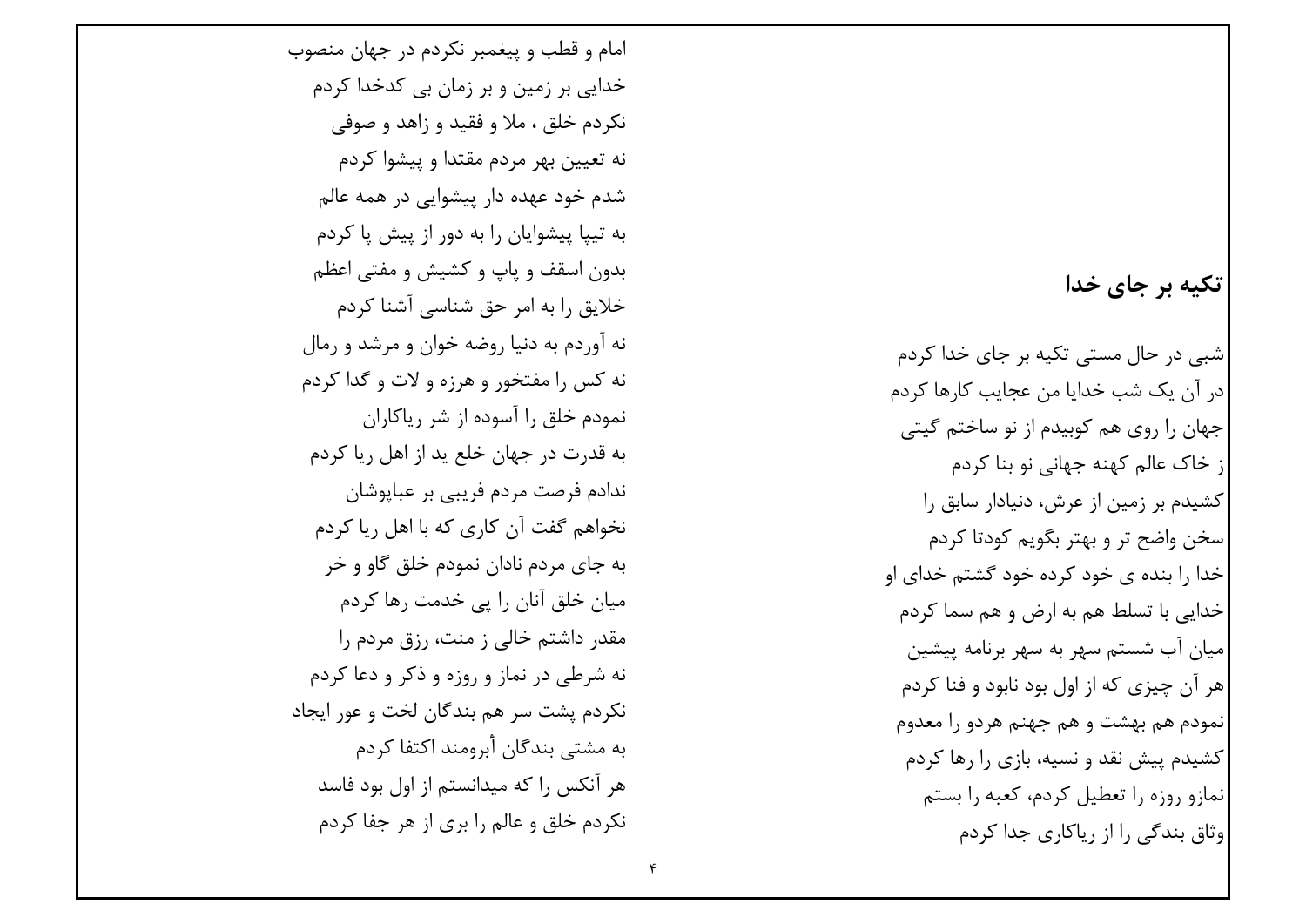## تکیه بر جای خدا

شبی در حال مستی تکیه بر جای خدا کردم
در آن یک شب خدایا من عجایب کارها کردم
جهان را روی هم کوبیدم از نو ساختم گیتی
ز خاک عالم کهنه جهانی نو بنا کردم
کشیدم بر زمین از عرش، دنیادار سابق را
سخن واضح تر و بهتر بگویم کودتا کردم
خدا را بنده ی خود کرده خود گشتم خدای او
خدایی با تسلط هم به ارض و هم سما کردم
میان آب شستم سهر به سهر برنامه پیشین
هر آن چیزی که از اول بود نابود و فنا کردم
نمودم هم بهشت و هم جهنم هردو را معدوم
کشیدم پیش نقد و نسیه، بازی را رها کردم
نمازو روزه را تعطیل کردم، کعبه را بستم
وثاق بندگی را از ریاکاری جدا کردم

امام و قطب و پیغمبر نکردم در جهان منصوب
خدایی بر زمین و بر زمان بی کدخدا کردم
نکردم خلق ، ملا و فقید و زاهد و صوفی
نه تعیین بهر مردم مقتدا و پیشوا کردم
شدم خود عهده دار پیشوایی در همه عالم
به تیپا پیشوایان را به دور از پیش پا کردم
بدون اسقف و پاپ و کشیش و مفتی اعظم
خلایق را به امر حق شناسی آشنا کردم
نه آوردم به دنیا روضه خوان و مرشد و رمال
نه کس را مفتخور و هرزه و لات و گدا کردم
نمودم خلق را آسوده از شر ریاکاران
به قدرت در جهان خلع ید از اهل ریا کردم
ندادم فرصت مردم فریبی بر عباپوشان
نخواهم گفت آن کاری که با اهل ریا کردم
به جای مردم نادان نمودم خلق گاو و خر
میان خلق آنان را پی خدمت رها کردم
مقدر داشتم خالی ز منت، رزق مردم را
نه شرطی در نماز و روزه و ذکر و دعا کردم
نکردم پشت سر هم بندگان لخت و عور ایجاد
به مشتی بندگان آبرومند اکتفا کردم
هر آنکس را که میدانستم از اول بود فاسد
نکردم خلق و عالم را بری از هر جفا کردم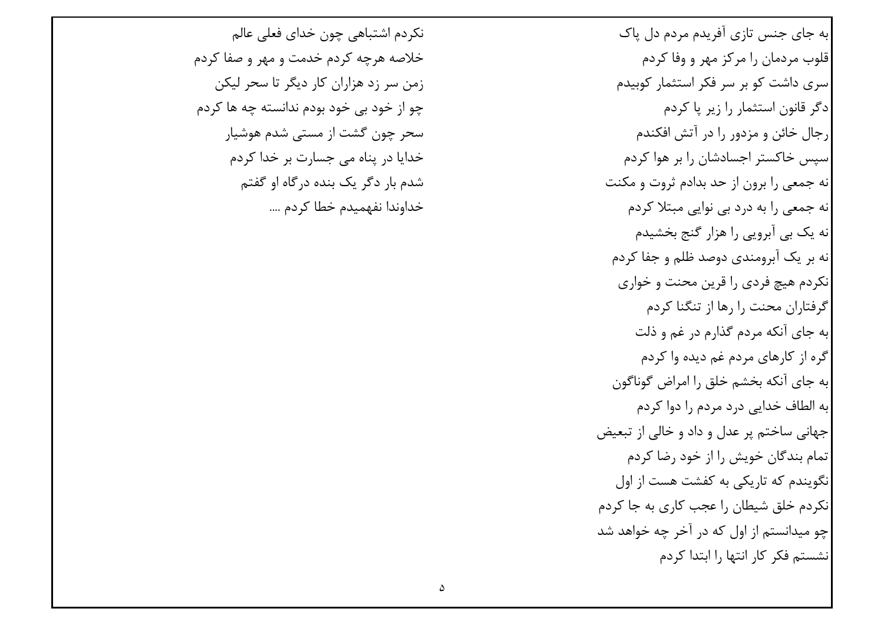به جای جنس تازی آفریدم مردم دل پاک

قلوب مردمان را مرکز مهر و وفا کردم

سری داشت کو بر سر فکر استثمار کوبیدم

دگر قانون استثمار را زیر پا کردم

رجال خائن و مزدور را در آتش افکندم

سپس خاکستر اجسادشان را بر هوا کردم

نه جمعی را برون از حد بدادم ثروت و مکنت

نه جمعی را به درد بی نوایی مبتلا کردم

نه یک بی آبرویی را هزار گنج بخشیدم

نه بر یک آبرومندی دوصد ظلم و جفا کردم

نکردم هیچ فردی را قرین محنت و خواری

گرفتاران محنت را رها از تنگنا کردم

به جای آنکه مردم گذارم در غم و ذلت

گره از کارهای مردم غم دیده وا کردم

به جای آنکه بخشم خلق را امراض گوناگون

به الطاف خدایی درد مردم را دوا کردم

جهانی ساختم پر عدل و داد و خالی از تبعیض

تمام بندگان خویش را از خود رضا کردم

نگویندم که تاریکی به کفشت هست از اول

نکردم خلق شیطان را عجب کاری به جا کردم

چو میدانستم از اول که در آخر چه خواهد شد

نشستم فکر کار انتها را ابتدا کردم

نکردم اشتباهی چون خدای فعلی عالم

خلاصه هرچه کردم خدمت و مهر و صفا کردم

زمن سر زد هزاران کار دیگر تا سحر لیکن

چو از خود بی خود بودم ندانسته چه ها کردم

سحر چون گشت از مستی شدم هوشیار

خدایا در پناه می جسارت بر خدا کردم

شدم بار دگر یک بنده درگاه او گفتم

خداوندا نفهمیدم خطا کردم ....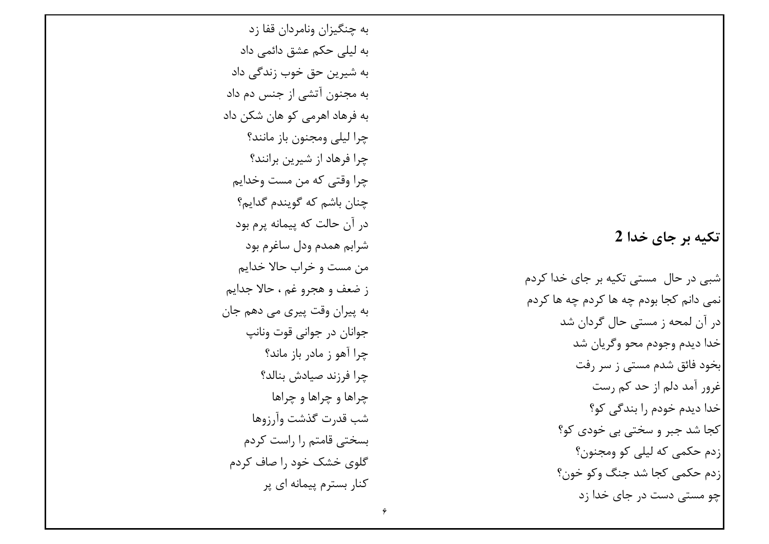## تکیه بر جای خدا 2

شبی در حال  مستی تکیه بر جای خدا کردم
نمی دانم کجا بودم چه ها کردم چه ها کردم
در آن لمحه ز مستی حال گردان شد
خدا دیدم وجودم محو وگریان شد
بخود فائق شدم مستی ز سر رفت
غرور آمد دلم از حد کم رست
خدا دیدم خودم را بندگی کو؟
کجا شد جبر و سختی بی خودی کو؟
زدم حکمی که لیلی کو ومجنون؟
زدم حکمی کجا شد جنگ وکو خون؟
چو مستی دست در جای خدا زد
به چنگیزان ونامردان قفا زد
به لیلی حکم عشق دائمی داد
به شیرین حق خوب زندگی داد
به مجنون آتشی از جنس دم داد
به فرهاد اهرمی کو هان شکن داد
چرا لیلی ومجنون باز مانند؟
چرا فرهاد از شیرین برانند؟
چرا وقتی که من مست وخدایم
چنان باشم که گویندم گدایم؟
در آن حالت که پیمانه پرم بود
شرابم همدم ودل ساغرم بود
من مست و خراب حالا خدایم
ز ضعف و هجرو غم ، حالا جدایم
به پیران وقت پیری می دهم جان
جوانان در جوانی قوت وناںپ
چرا آهو ز مادر باز ماند؟
چرا فرزند صیادش بنالد؟
چراها و چراها و چراها
شب قدرت گذشت وآرزوها
بسختی قامتم را راست کردم
گلوی خشک خود را صاف کردم
کنار بسترم پیمانه ای پر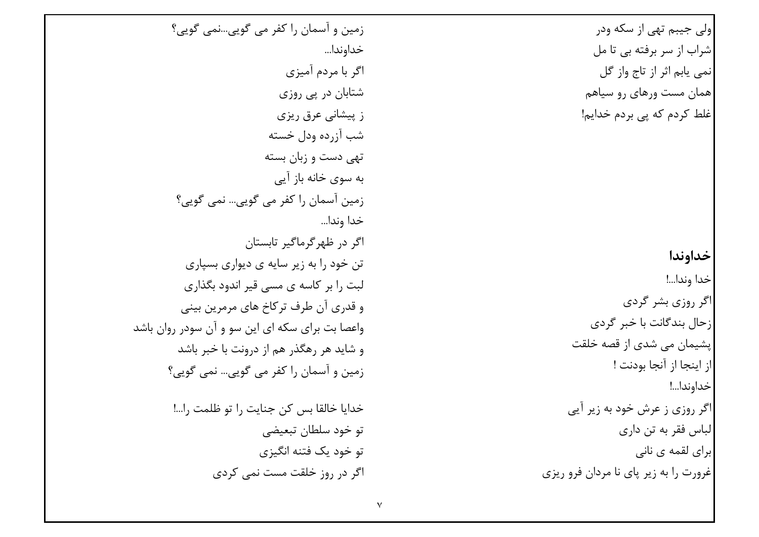ولی جیبم تهی از سکه ودر
شراب از سر برفته بی تا مل
نمی یابم اثر از تاج واز گل
همان مست ورهای رو سیاهم
غلط کردم که پی بردم خدایم!

## خداوندا

خدا وندا...!
اگر روزی بشر گردی
زحال بندگانت با خبر گردی
پشیمان می شدی از قصه خلقت
از اینجا از آنجا بودنت !
خداوندا...!
اگر روزی ز عرش خود به زیر آیی
لباس فقر به تن داری
برای لقمه ی نانی
غرورت را به زیر پای نا مردان فرو ریزی
زمین و آسمان را کفر می گویی...نمی گویی؟
خداوندا...
اگر با مردم آمیزی
شتابان در پی روزی
ز پیشانی عرق ریزی
شب آزرده ودل خسته
تهی دست و زبان بسته
به سوی خانه باز آیی
زمین آسمان را کفر می گویی... نمی گویی؟
خدا وندا...
اگر در ظهرگرماگیر تابستان
تن خود را به زیر سایه ی دیواری بسپاری
لبت را بر کاسه ی مسی قیر اندود بگذاری
و قدری آن طرف ترکاخ های مرمرین بینی
واعصا بت برای سکه ای این سو و آن سودر روان باشد
و شاید هر رهگذر هم از درونت با خبر باشد
زمین و آسمان را کفر می گویی... نمی گویی؟

خدایا خالقا بس کن جنایت را تو ظلمت را...!
تو خود سلطان تبعیضی
تو خود یک فتنه انگیزی
اگر در روز خلقت مست نمی کردی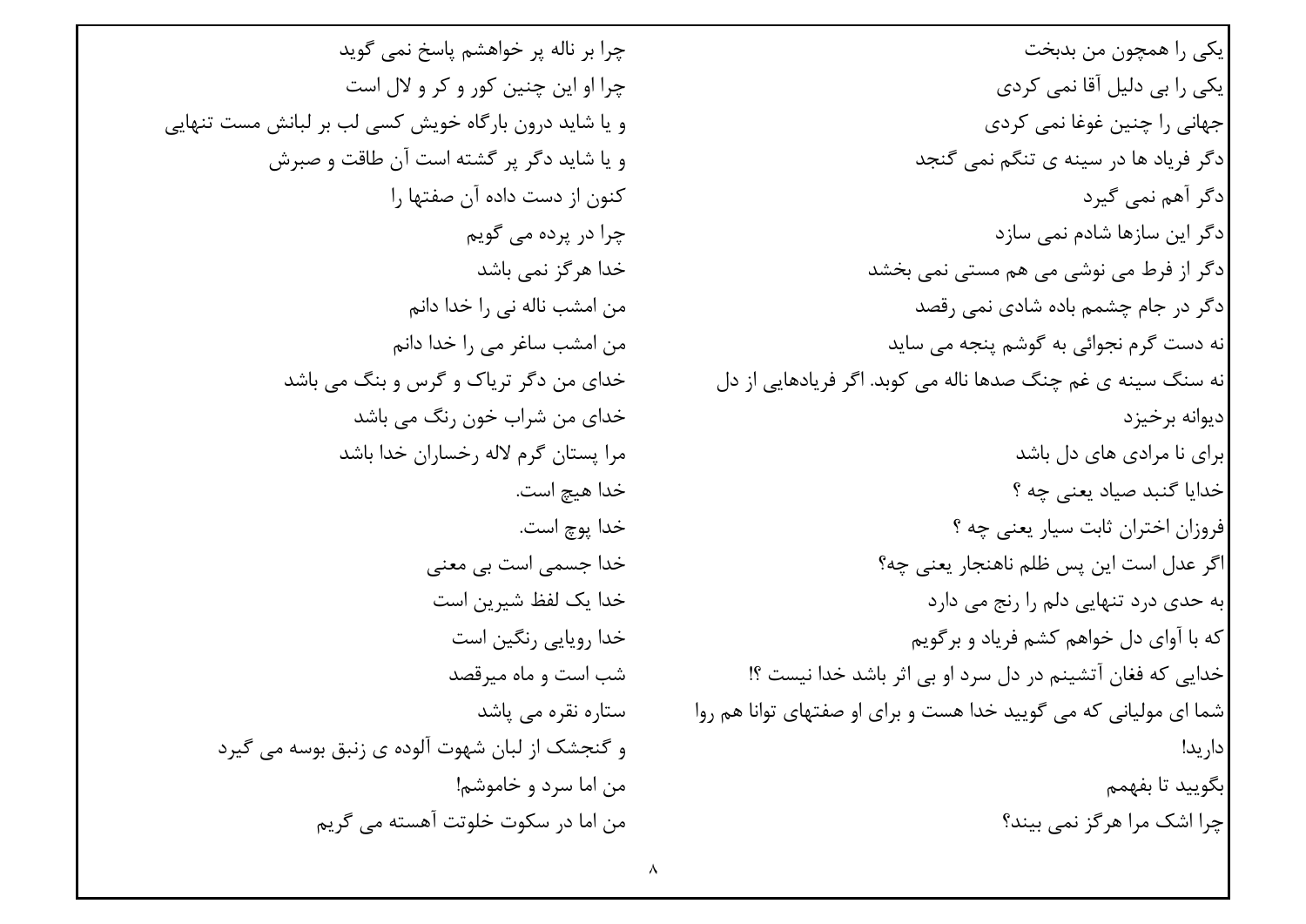یکی را همچون من بدبخت

یکی را بی دلیل آقا نمی کردی

جهانی را چنین غوغا نمی کردی

دگر فریاد ها در سینه ی تنگم نمی گنجد

دگر آهم نمی گیرد

دگر این سازها شادم نمی سازد

دگر از فرط می نوشی می هم مستی نمی بخشد

دگر در جام چشمم باده شادی نمی رقصد

نه دست گرم نجوائی به گوشم پنجه می ساید

نه سنگ سینه ی غم چنگ صدها ناله می کوبد. اگر فریادهایی از دل

دیوانه برخیزد

برای نا مرادی های دل باشد

خدایا گنبد صیاد یعنی چه ؟

فروزان اختران ثابت سیار یعنی چه ؟

اگر عدل است این پس ظلم ناهنجار یعنی چه؟

به حدی درد تنهایی دلم را رنج می دارد

که با آوای دل خواهم کشم فریاد و برگویم

خدایی که فغان آتشینم در دل سرد او بی اثر باشد خدا نیست ؟!

شما ای مولیانی که می گویید خدا هست و برای او صفتهای توانا هم روا

دارید!

بگویید تا بفهمم

چرا اشک مرا هرگز نمی بیند؟

چرا بر ناله پر خواهشم پاسخ نمی گوید

چرا او این چنین کور و کر و لال است

و یا شاید درون بارگاه خویش کسی لب بر لبانش مست تنهایی

و یا شاید دگر پر گشته است آن طاقت و صبرش

کنون از دست داده آن صفتها را

چرا در پرده می گویم

خدا هرگز نمی باشد

من امشب ناله نی را خدا دانم

من امشب ساغر می را خدا دانم

خدای من دگر تریاک و گرس و بنگ می باشد

خدای من شراب خون رنگ می باشد

مرا پستان گرم لاله رخساران خدا باشد

خدا هیچ است.

خدا پوچ است.

خدا جسمی است بی معنی

خدا یک لفظ شیرین است

خدا رویایی رنگین است

شب است و ماه میرقصد

ستاره نقره می پاشد

و گنجشک از لبان شهوت آلوده ی زنبق بوسه می گیرد

من اما سرد و خاموشم!

من اما در سکوت خلوتت آهسته می گریم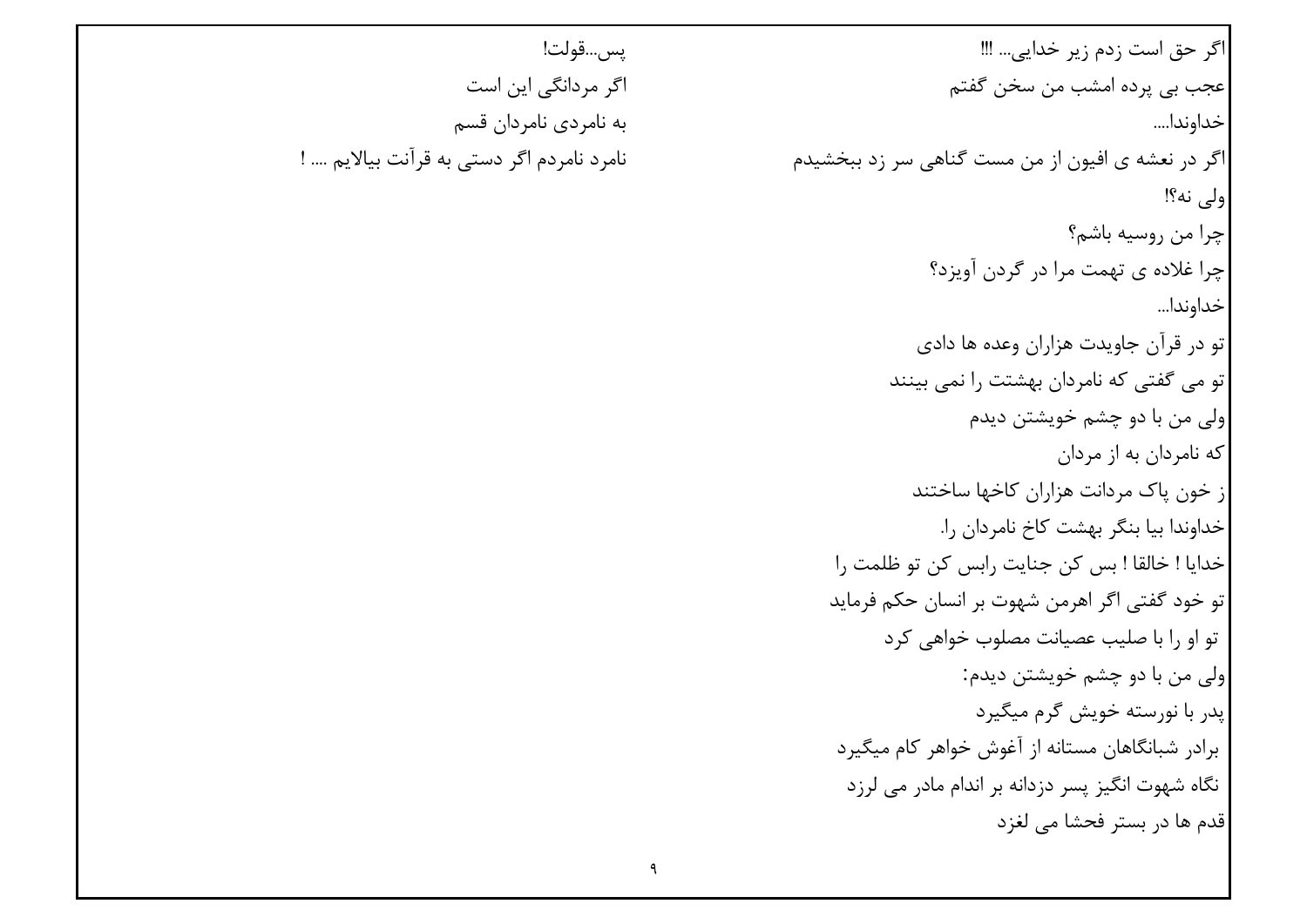اگر حق است زدم زیر خدایی... !!!

عجب بی پرده امشب من سخن گفتم

خداوندا....

اگر در نعشه ی افیون از من مست گناهی سر زد ببخشیدم

ولی نه؟!

چرا من روسیه باشم؟

چرا غلاده ی تهمت مرا در گردن آویزد؟

خداوندا...

تو در قرآن جاویدت هزاران وعده ها دادی

تو می گفتی که نامردان بهشتت را نمی بینند

ولی من با دو چشم خویشتن دیدم

که نامردان به از مردان

ز خون پاک مردانت هزاران کاخها ساختند

خداوندا بیا بنگر بهشت کاخ نامردان را.

خدایا ! خالقا ! بس کن جنایت رابس کن تو ظلمت را

تو خود گفتی اگر اهرمن شهوت بر انسان حکم فرماید

تو او را با صلیب عصیانت مصلوب خواهی کرد

ولی من با دو چشم خویشتن دیدم:

پدر با نورسته خویش گرم میگیرد

برادر شبانگاهان مستانه از آغوش خواهر کام میگیرد

نگاه شهوت انگیز پسر دزدانه بر اندام مادر می لرزد

قدم ها در بستر فحشا می لغزد

پس...قولت!

اگر مردانگی این است

به نامردی نامردان قسم

نامرد نامردم اگر دستی به قرآنت بیالایم .... !